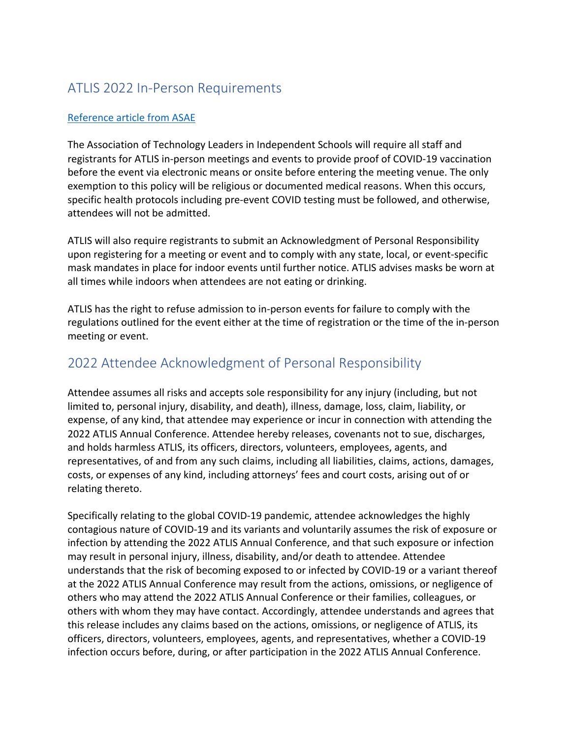## ATLIS 2022 In-Person Requirements

[Reference article from ASAE]()

The Association of Technology Leaders in Independent Schools will require all staff and registrants for ATLIS in-person meetings and events to provide proof of COVID-19 vaccination before the event via electronic means or onsite before entering the meeting venue. The only exemption to this policy will be religious or documented medical reasons. When this occurs, specific health protocols including pre-event COVID testing must be followed, and otherwise, attendees will not be admitted.

ATLIS will also require registrants to submit an Acknowledgment of Personal Responsibility upon registering for a meeting or event and to comply with any state, local, or event-specific mask mandates in place for indoor events until further notice. ATLIS advises masks be worn at all times while indoors when attendees are not eating or drinking.

ATLIS has the right to refuse admission to in-person events for failure to comply with the regulations outlined for the event either at the time of registration or the time of the in-person meeting or event.

## 2022 Attendee Acknowledgment of Personal Responsibility

Attendee assumes all risks and accepts sole responsibility for any injury (including, but not limited to, personal injury, disability, and death), illness, damage, loss, claim, liability, or expense, of any kind, that attendee may experience or incur in connection with attending the 2022 ATLIS Annual Conference. Attendee hereby releases, covenants not to sue, discharges, and holds harmless ATLIS, its officers, directors, volunteers, employees, agents, and representatives, of and from any such claims, including all liabilities, claims, actions, damages, costs, or expenses of any kind, including attorneys' fees and court costs, arising out of or relating thereto.

Specifically relating to the global COVID-19 pandemic, attendee acknowledges the highly contagious nature of COVID-19 and its variants and voluntarily assumes the risk of exposure or infection by attending the 2022 ATLIS Annual Conference, and that such exposure or infection may result in personal injury, illness, disability, and/or death to attendee. Attendee understands that the risk of becoming exposed to or infected by COVID-19 or a variant thereof at the 2022 ATLIS Annual Conference may result from the actions, omissions, or negligence of others who may attend the 2022 ATLIS Annual Conference or their families, colleagues, or others with whom they may have contact. Accordingly, attendee understands and agrees that this release includes any claims based on the actions, omissions, or negligence of ATLIS, its officers, directors, volunteers, employees, agents, and representatives, whether a COVID-19 infection occurs before, during, or after participation in the 2022 ATLIS Annual Conference.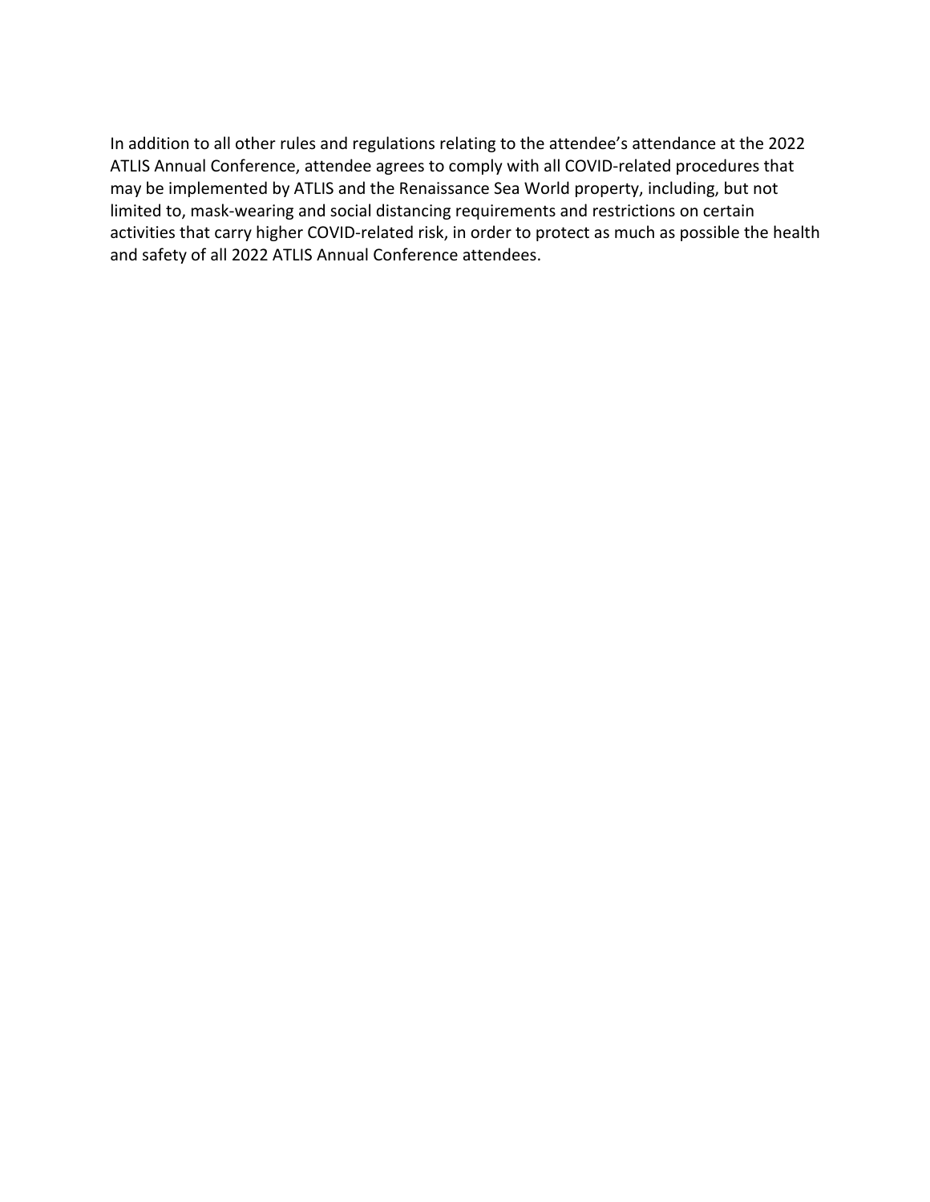In addition to all other rules and regulations relating to the attendee's attendance at the 2022 ATLIS Annual Conference, attendee agrees to comply with all COVID-related procedures that may be implemented by ATLIS and the Renaissance Sea World property, including, but not limited to, mask-wearing and social distancing requirements and restrictions on certain activities that carry higher COVID-related risk, in order to protect as much as possible the health and safety of all 2022 ATLIS Annual Conference attendees.